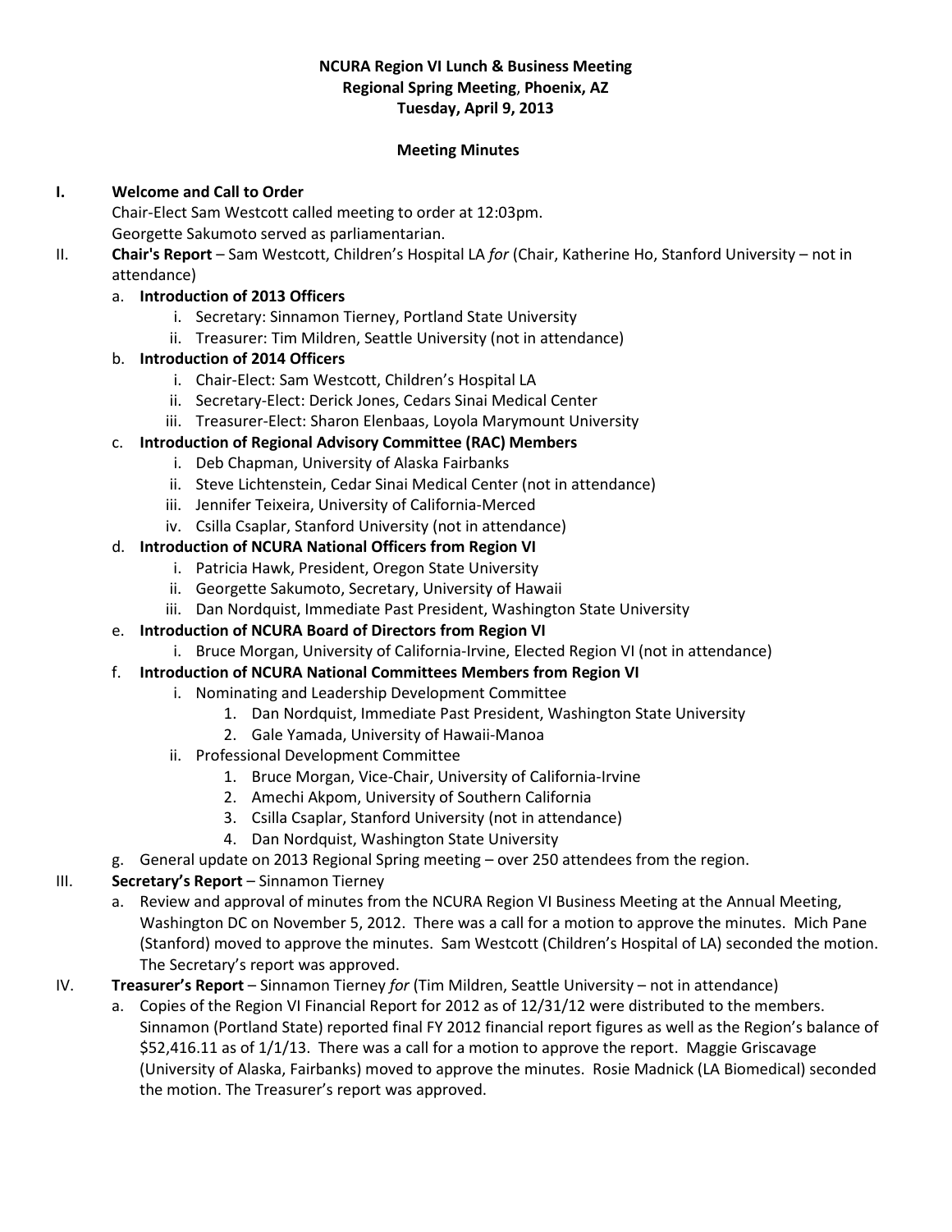**NCURA Region VI Lunch & Business Meeting**
**Regional Spring Meeting, Phoenix, AZ**
**Tuesday, April 9, 2013**

**Meeting Minutes**

I. **Welcome and Call to Order**
   Chair-Elect Sam Westcott called meeting to order at 12:03pm.
   Georgette Sakumoto served as parliamentarian.

II. **Chair's Report** – Sam Westcott, Children's Hospital LA *for* (Chair, Katherine Ho, Stanford University – not in attendance)
   a. **Introduction of 2013 Officers**
      i. Secretary: Sinnamon Tierney, Portland State University
      ii. Treasurer: Tim Mildren, Seattle University (not in attendance)
   b. **Introduction of 2014 Officers**
      i. Chair-Elect: Sam Westcott, Children's Hospital LA
      ii. Secretary-Elect: Derick Jones, Cedars Sinai Medical Center
      iii. Treasurer-Elect: Sharon Elenbaas, Loyola Marymount University
   c. **Introduction of Regional Advisory Committee (RAC) Members**
      i. Deb Chapman, University of Alaska Fairbanks
      ii. Steve Lichtenstein, Cedar Sinai Medical Center (not in attendance)
      iii. Jennifer Teixeira, University of California-Merced
      iv. Csilla Csaplar, Stanford University (not in attendance)
   d. **Introduction of NCURA National Officers from Region VI**
      i. Patricia Hawk, President, Oregon State University
      ii. Georgette Sakumoto, Secretary, University of Hawaii
      iii. Dan Nordquist, Immediate Past President, Washington State University
   e. **Introduction of NCURA Board of Directors from Region VI**
      i. Bruce Morgan, University of California-Irvine, Elected Region VI (not in attendance)
   f. **Introduction of NCURA National Committees Members from Region VI**
      i. Nominating and Leadership Development Committee
         1. Dan Nordquist, Immediate Past President, Washington State University
         2. Gale Yamada, University of Hawaii-Manoa
      ii. Professional Development Committee
         1. Bruce Morgan, Vice-Chair, University of California-Irvine
         2. Amechi Akpom, University of Southern California
         3. Csilla Csaplar, Stanford University (not in attendance)
         4. Dan Nordquist, Washington State University
   g. General update on 2013 Regional Spring meeting – over 250 attendees from the region.

III. **Secretary's Report** – Sinnamon Tierney
   a. Review and approval of minutes from the NCURA Region VI Business Meeting at the Annual Meeting, Washington DC on November 5, 2012. There was a call for a motion to approve the minutes. Mich Pane (Stanford) moved to approve the minutes. Sam Westcott (Children's Hospital of LA) seconded the motion. The Secretary's report was approved.

IV. **Treasurer's Report** – Sinnamon Tierney *for* (Tim Mildren, Seattle University – not in attendance)
   a. Copies of the Region VI Financial Report for 2012 as of 12/31/12 were distributed to the members. Sinnamon (Portland State) reported final FY 2012 financial report figures as well as the Region's balance of $52,416.11 as of 1/1/13. There was a call for a motion to approve the report. Maggie Griscavage (University of Alaska, Fairbanks) moved to approve the minutes. Rosie Madnick (LA Biomedical) seconded the motion. The Treasurer's report was approved.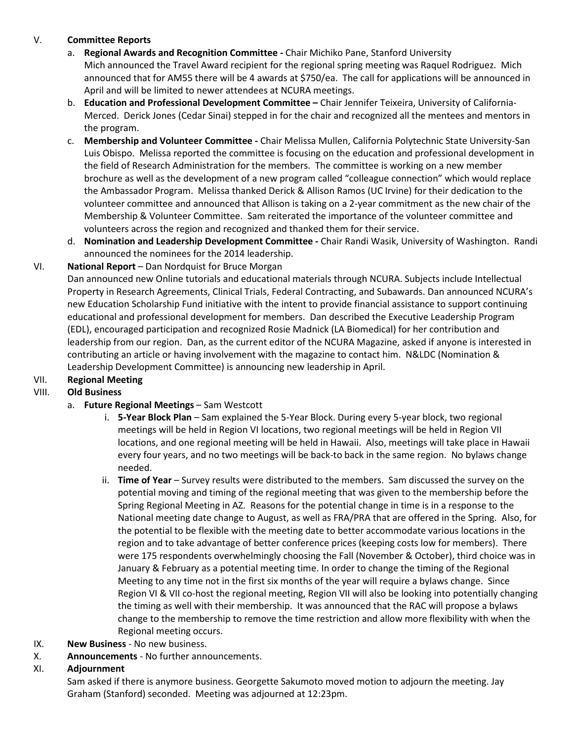V. **Committee Reports**

a. **Regional Awards and Recognition Committee -** Chair Michiko Pane, Stanford University
Mich announced the Travel Award recipient for the regional spring meeting was Raquel Rodriguez. Mich announced that for AM55 there will be 4 awards at $750/ea. The call for applications will be announced in April and will be limited to newer attendees at NCURA meetings.

b. **Education and Professional Development Committee –** Chair Jennifer Teixeira, University of California-Merced. Derick Jones (Cedar Sinai) stepped in for the chair and recognized all the mentees and mentors in the program.

c. **Membership and Volunteer Committee -** Chair Melissa Mullen, California Polytechnic State University-San Luis Obispo. Melissa reported the committee is focusing on the education and professional development in the field of Research Administration for the members. The committee is working on a new member brochure as well as the development of a new program called "colleague connection" which would replace the Ambassador Program. Melissa thanked Derick & Allison Ramos (UC Irvine) for their dedication to the volunteer committee and announced that Allison is taking on a 2-year commitment as the new chair of the Membership & Volunteer Committee. Sam reiterated the importance of the volunteer committee and volunteers across the region and recognized and thanked them for their service.

d. **Nomination and Leadership Development Committee -** Chair Randi Wasik, University of Washington. Randi announced the nominees for the 2014 leadership.

VI. **National Report** – Dan Nordquist for Bruce Morgan

Dan announced new Online tutorials and educational materials through NCURA. Subjects include Intellectual Property in Research Agreements, Clinical Trials, Federal Contracting, and Subawards. Dan announced NCURA's new Education Scholarship Fund initiative with the intent to provide financial assistance to support continuing educational and professional development for members. Dan described the Executive Leadership Program (EDL), encouraged participation and recognized Rosie Madnick (LA Biomedical) for her contribution and leadership from our region. Dan, as the current editor of the NCURA Magazine, asked if anyone is interested in contributing an article or having involvement with the magazine to contact him. N&LDC (Nomination & Leadership Development Committee) is announcing new leadership in April.

VII. **Regional Meeting**

VIII. **Old Business**

a. **Future Regional Meetings** – Sam Westcott

i. **5-Year Block Plan** – Sam explained the 5-Year Block. During every 5-year block, two regional meetings will be held in Region VI locations, two regional meetings will be held in Region VII locations, and one regional meeting will be held in Hawaii. Also, meetings will take place in Hawaii every four years, and no two meetings will be back-to back in the same region. No bylaws change needed.

ii. **Time of Year** – Survey results were distributed to the members. Sam discussed the survey on the potential moving and timing of the regional meeting that was given to the membership before the Spring Regional Meeting in AZ. Reasons for the potential change in time is in a response to the National meeting date change to August, as well as FRA/PRA that are offered in the Spring. Also, for the potential to be flexible with the meeting date to better accommodate various locations in the region and to take advantage of better conference prices (keeping costs low for members). There were 175 respondents overwhelmingly choosing the Fall (November & October), third choice was in January & February as a potential meeting time. In order to change the timing of the Regional Meeting to any time not in the first six months of the year will require a bylaws change. Since Region VI & VII co-host the regional meeting, Region VII will also be looking into potentially changing the timing as well with their membership. It was announced that the RAC will propose a bylaws change to the membership to remove the time restriction and allow more flexibility with when the Regional meeting occurs.

IX. **New Business** - No new business.

X. **Announcements** - No further announcements.

XI. **Adjournment**

Sam asked if there is anymore business. Georgette Sakumoto moved motion to adjourn the meeting. Jay Graham (Stanford) seconded. Meeting was adjourned at 12:23pm.